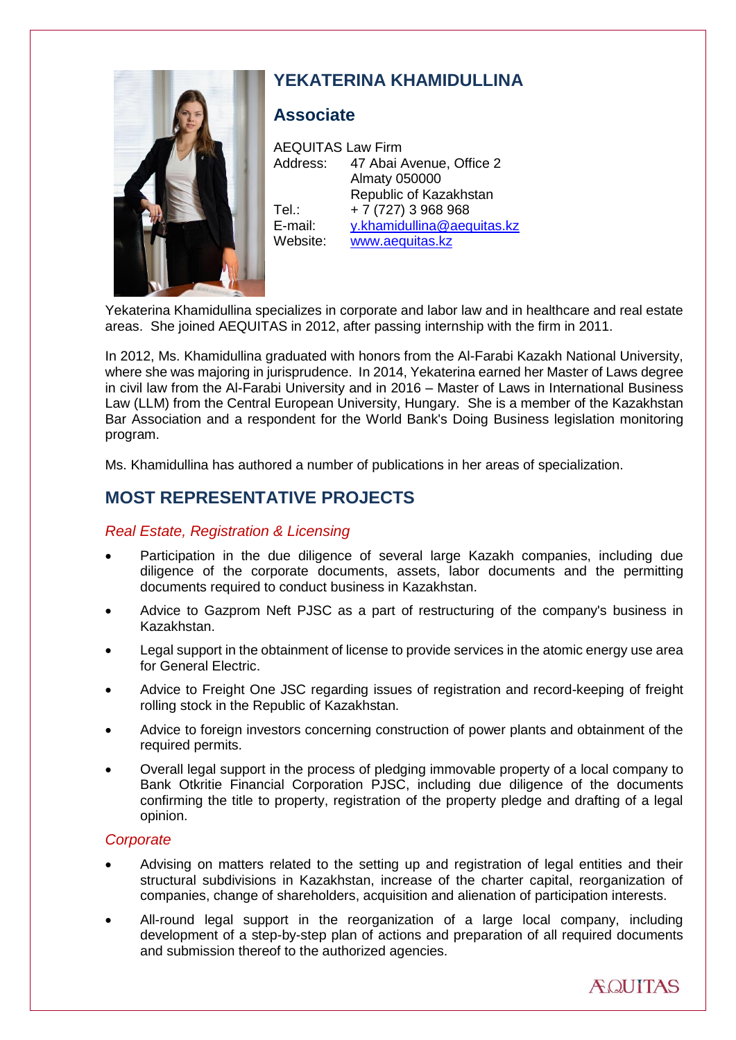# YEKATERINA KHAMIDULLINA

## Associate

AEQUITAS Law Firm
Address: 47 Abai Avenue, Office 2
Almaty 050000
Republic of Kazakhstan
Tel.: + 7 (727) 3 968 968
E-mail: y.khamidullina@aequitas.kz
Website: www.aequitas.kz

Yekaterina Khamidullina specializes in corporate and labor law and in healthcare and real estate areas. She joined AEQUITAS in 2012, after passing internship with the firm in 2011.

In 2012, Ms. Khamidullina graduated with honors from the Al-Farabi Kazakh National University, where she was majoring in jurisprudence. In 2014, Yekaterina earned her Master of Laws degree in civil law from the Al-Farabi University and in 2016 – Master of Laws in International Business Law (LLM) from the Central European University, Hungary. She is a member of the Kazakhstan Bar Association and a respondent for the World Bank's Doing Business legislation monitoring program.

Ms. Khamidullina has authored a number of publications in her areas of specialization.

## MOST REPRESENTATIVE PROJECTS

### *Real Estate, Registration & Licensing*

- Participation in the due diligence of several large Kazakh companies, including due diligence of the corporate documents, assets, labor documents and the permitting documents required to conduct business in Kazakhstan.
- Advice to Gazprom Neft PJSC as a part of restructuring of the company's business in Kazakhstan.
- Legal support in the obtainment of license to provide services in the atomic energy use area for General Electric.
- Advice to Freight One JSC regarding issues of registration and record-keeping of freight rolling stock in the Republic of Kazakhstan.
- Advice to foreign investors concerning construction of power plants and obtainment of the required permits.
- Overall legal support in the process of pledging immovable property of a local company to Bank Otkritie Financial Corporation PJSC, including due diligence of the documents confirming the title to property, registration of the property pledge and drafting of a legal opinion.

### *Corporate*

- Advising on matters related to the setting up and registration of legal entities and their structural subdivisions in Kazakhstan, increase of the charter capital, reorganization of companies, change of shareholders, acquisition and alienation of participation interests.
- All-round legal support in the reorganization of a large local company, including development of a step-by-step plan of actions and preparation of all required documents and submission thereof to the authorized agencies.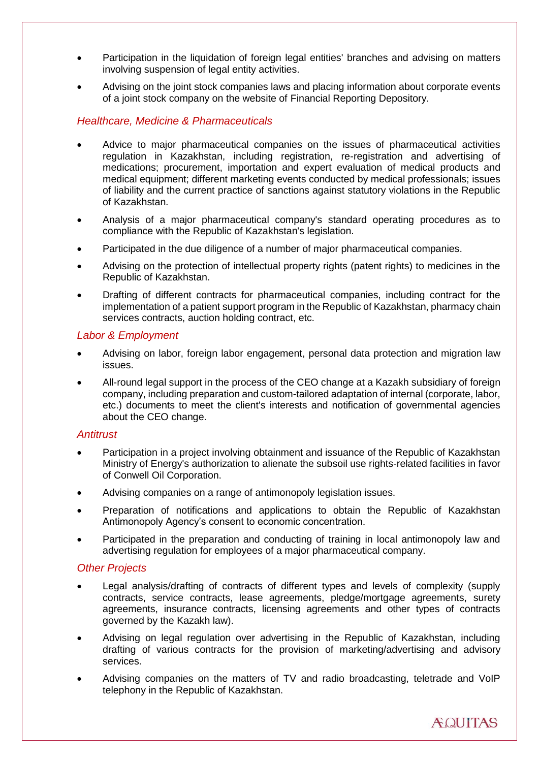- Participation in the liquidation of foreign legal entities' branches and advising on matters involving suspension of legal entity activities.
- Advising on the joint stock companies laws and placing information about corporate events of a joint stock company on the website of Financial Reporting Depository.

### *Healthcare, Medicine & Pharmaceuticals*

- Advice to major pharmaceutical companies on the issues of pharmaceutical activities regulation in Kazakhstan, including registration, re-registration and advertising of medications; procurement, importation and expert evaluation of medical products and medical equipment; different marketing events conducted by medical professionals; issues of liability and the current practice of sanctions against statutory violations in the Republic of Kazakhstan.
- Analysis of a major pharmaceutical company's standard operating procedures as to compliance with the Republic of Kazakhstan's legislation.
- Participated in the due diligence of a number of major pharmaceutical companies.
- Advising on the protection of intellectual property rights (patent rights) to medicines in the Republic of Kazakhstan.
- Drafting of different contracts for pharmaceutical companies, including contract for the implementation of a patient support program in the Republic of Kazakhstan, pharmacy chain services contracts, auction holding contract, etc.

### *Labor & Employment*

- Advising on labor, foreign labor engagement, personal data protection and migration law issues.
- All-round legal support in the process of the CEO change at a Kazakh subsidiary of foreign company, including preparation and custom-tailored adaptation of internal (corporate, labor, etc.) documents to meet the client's interests and notification of governmental agencies about the CEO change.

### *Antitrust*

- Participation in a project involving obtainment and issuance of the Republic of Kazakhstan Ministry of Energy's authorization to alienate the subsoil use rights-related facilities in favor of Conwell Oil Corporation.
- Advising companies on a range of antimonopoly legislation issues.
- Preparation of notifications and applications to obtain the Republic of Kazakhstan Antimonopoly Agency's consent to economic concentration.
- Participated in the preparation and conducting of training in local antimonopoly law and advertising regulation for employees of a major pharmaceutical company.

### *Other Projects*

- Legal analysis/drafting of contracts of different types and levels of complexity (supply contracts, service contracts, lease agreements, pledge/mortgage agreements, surety agreements, insurance contracts, licensing agreements and other types of contracts governed by the Kazakh law).
- Advising on legal regulation over advertising in the Republic of Kazakhstan, including drafting of various contracts for the provision of marketing/advertising and advisory services.
- Advising companies on the matters of TV and radio broadcasting, teletrade and VoIP telephony in the Republic of Kazakhstan.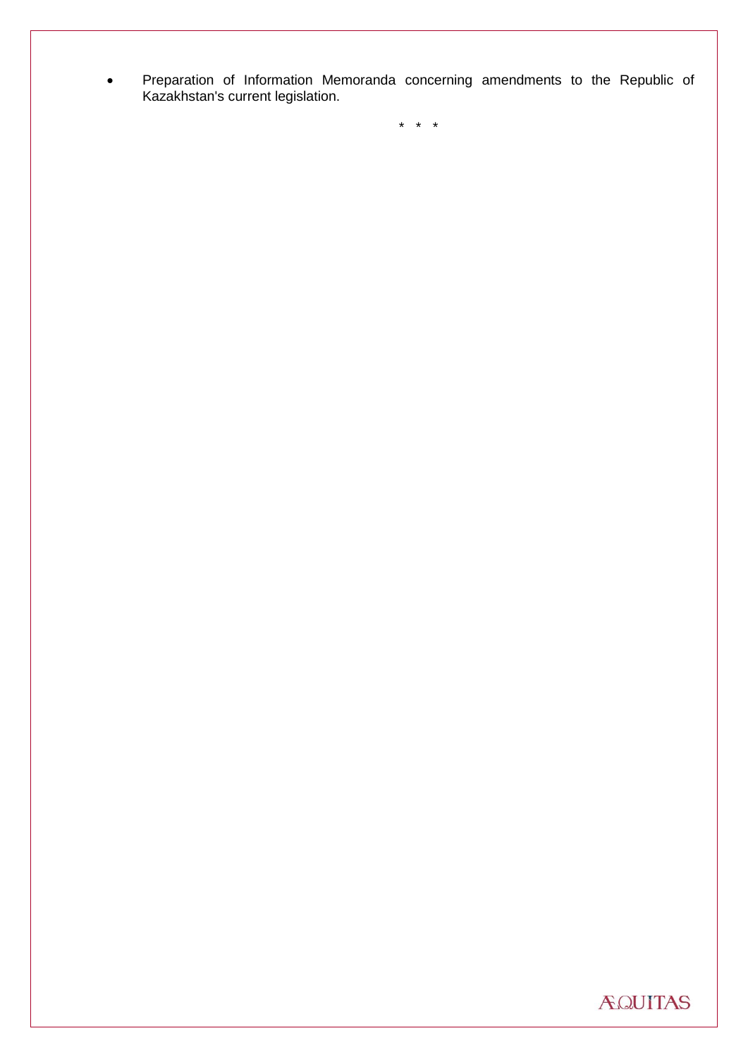- Preparation of Information Memoranda concerning amendments to the Republic of Kazakhstan's current legislation.

\* \* \*